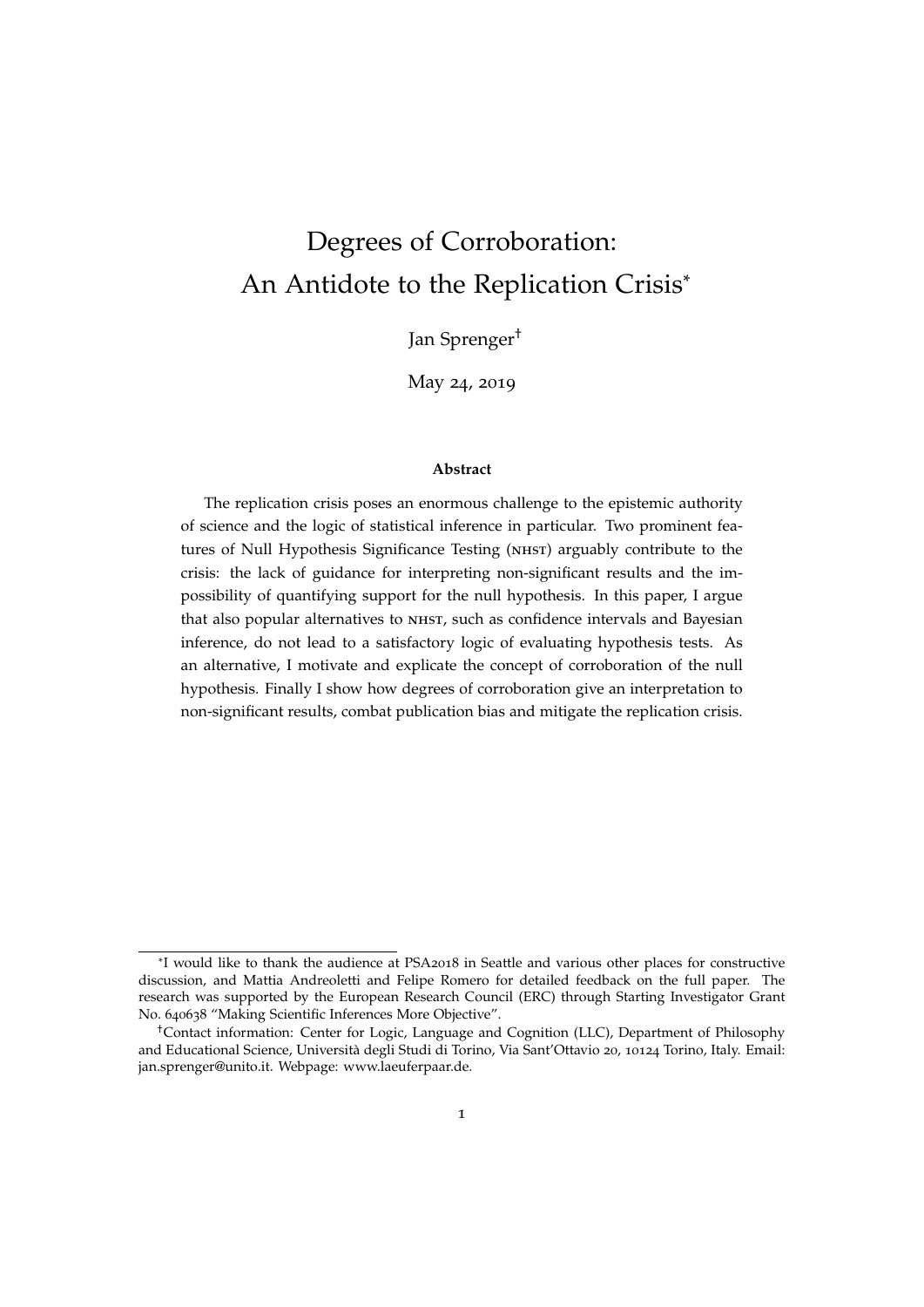# Degrees of Corroboration: An Antidote to the Replication Crisis[*]

Jan Sprenger[†]

May 24, 2019

**Abstract**

The replication crisis poses an enormous challenge to the epistemic authority of science and the logic of statistical inference in particular. Two prominent features of Null Hypothesis Significance Testing (NHST) arguably contribute to the crisis: the lack of guidance for interpreting non-significant results and the impossibility of quantifying support for the null hypothesis. In this paper, I argue that also popular alternatives to NHST, such as confidence intervals and Bayesian inference, do not lead to a satisfactory logic of evaluating hypothesis tests. As an alternative, I motivate and explicate the concept of corroboration of the null hypothesis. Finally I show how degrees of corroboration give an interpretation to non-significant results, combat publication bias and mitigate the replication crisis.

---

[*]I would like to thank the audience at PSA2018 in Seattle and various other places for constructive discussion, and Mattia Andreoletti and Felipe Romero for detailed feedback on the full paper. The research was supported by the European Research Council (ERC) through Starting Investigator Grant No. 640638 "Making Scientific Inferences More Objective".

[†]Contact information: Center for Logic, Language and Cognition (LLC), Department of Philosophy and Educational Science, Università degli Studi di Torino, Via Sant'Ottavio 20, 10124 Torino, Italy. Email: jan.sprenger@unito.it. Webpage: www.laeuferpaar.de.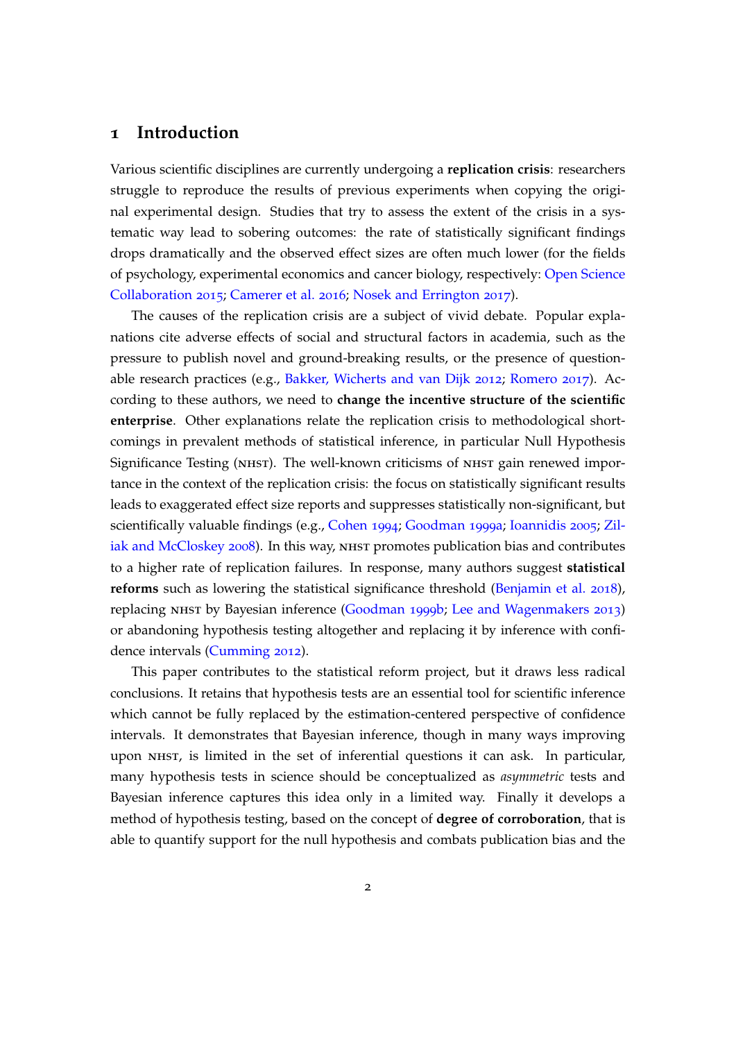# 1 Introduction

Various scientific disciplines are currently undergoing a **replication crisis**: researchers struggle to reproduce the results of previous experiments when copying the original experimental design. Studies that try to assess the extent of the crisis in a systematic way lead to sobering outcomes: the rate of statistically significant findings drops dramatically and the observed effect sizes are often much lower (for the fields of psychology, experimental economics and cancer biology, respectively: Open Science Collaboration 2015; Camerer et al. 2016; Nosek and Errington 2017).

The causes of the replication crisis are a subject of vivid debate. Popular explanations cite adverse effects of social and structural factors in academia, such as the pressure to publish novel and ground-breaking results, or the presence of questionable research practices (e.g., Bakker, Wicherts and van Dijk 2012; Romero 2017). According to these authors, we need to **change the incentive structure of the scientific enterprise**. Other explanations relate the replication crisis to methodological shortcomings in prevalent methods of statistical inference, in particular Null Hypothesis Significance Testing (NHST). The well-known criticisms of NHST gain renewed importance in the context of the replication crisis: the focus on statistically significant results leads to exaggerated effect size reports and suppresses statistically non-significant, but scientifically valuable findings (e.g., Cohen 1994; Goodman 1999a; Ioannidis 2005; Ziliak and McCloskey 2008). In this way, NHST promotes publication bias and contributes to a higher rate of replication failures. In response, many authors suggest **statistical reforms** such as lowering the statistical significance threshold (Benjamin et al. 2018), replacing NHST by Bayesian inference (Goodman 1999b; Lee and Wagenmakers 2013) or abandoning hypothesis testing altogether and replacing it by inference with confidence intervals (Cumming 2012).

This paper contributes to the statistical reform project, but it draws less radical conclusions. It retains that hypothesis tests are an essential tool for scientific inference which cannot be fully replaced by the estimation-centered perspective of confidence intervals. It demonstrates that Bayesian inference, though in many ways improving upon NHST, is limited in the set of inferential questions it can ask. In particular, many hypothesis tests in science should be conceptualized as *asymmetric* tests and Bayesian inference captures this idea only in a limited way. Finally it develops a method of hypothesis testing, based on the concept of **degree of corroboration**, that is able to quantify support for the null hypothesis and combats publication bias and the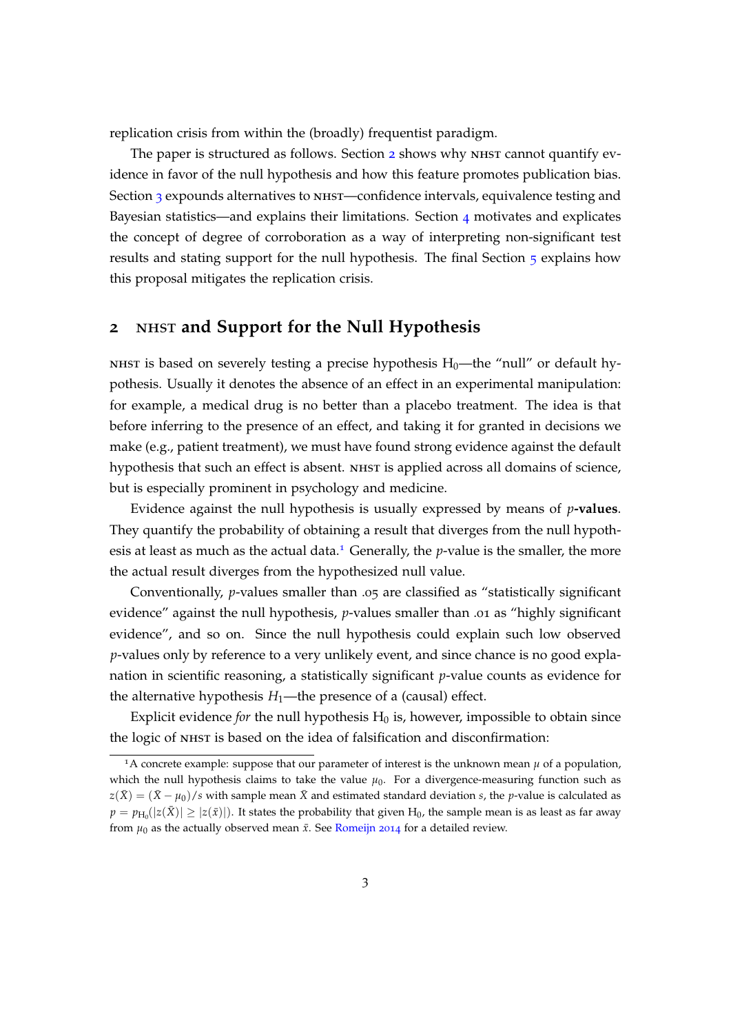replication crisis from within the (broadly) frequentist paradigm.

The paper is structured as follows. Section 2 shows why NHST cannot quantify evidence in favor of the null hypothesis and how this feature promotes publication bias. Section 3 expounds alternatives to NHST—confidence intervals, equivalence testing and Bayesian statistics—and explains their limitations. Section 4 motivates and explicates the concept of degree of corroboration as a way of interpreting non-significant test results and stating support for the null hypothesis. The final Section 5 explains how this proposal mitigates the replication crisis.

## 2 NHST and Support for the Null Hypothesis

NHST is based on severely testing a precise hypothesis $H_0$—the "null" or default hypothesis. Usually it denotes the absence of an effect in an experimental manipulation: for example, a medical drug is no better than a placebo treatment. The idea is that before inferring to the presence of an effect, and taking it for granted in decisions we make (e.g., patient treatment), we must have found strong evidence against the default hypothesis that such an effect is absent. NHST is applied across all domains of science, but is especially prominent in psychology and medicine.

Evidence against the null hypothesis is usually expressed by means of ***p*-values**. They quantify the probability of obtaining a result that diverges from the null hypothesis at least as much as the actual data.[1] Generally, the $p$-value is the smaller, the more the actual result diverges from the hypothesized null value.

Conventionally, $p$-values smaller than .05 are classified as "statistically significant evidence" against the null hypothesis, $p$-values smaller than .01 as "highly significant evidence", and so on. Since the null hypothesis could explain such low observed $p$-values only by reference to a very unlikely event, and since chance is no good explanation in scientific reasoning, a statistically significant $p$-value counts as evidence for the alternative hypothesis $H_1$—the presence of a (causal) effect.

Explicit evidence *for* the null hypothesis $H_0$ is, however, impossible to obtain since the logic of NHST is based on the idea of falsification and disconfirmation:

[1] A concrete example: suppose that our parameter of interest is the unknown mean $\mu$ of a population, which the null hypothesis claims to take the value $\mu_0$. For a divergence-measuring function such as $z(\bar{X}) = (\bar{X} - \mu_0)/s$ with sample mean $\bar{X}$ and estimated standard deviation $s$, the $p$-value is calculated as $p = p_{H_0}(|z(\bar{X})| \geq |z(\bar{x})|)$. It states the probability that given $H_0$, the sample mean is as least as far away from $\mu_0$ as the actually observed mean $\bar{x}$. See Romeijn 2014 for a detailed review.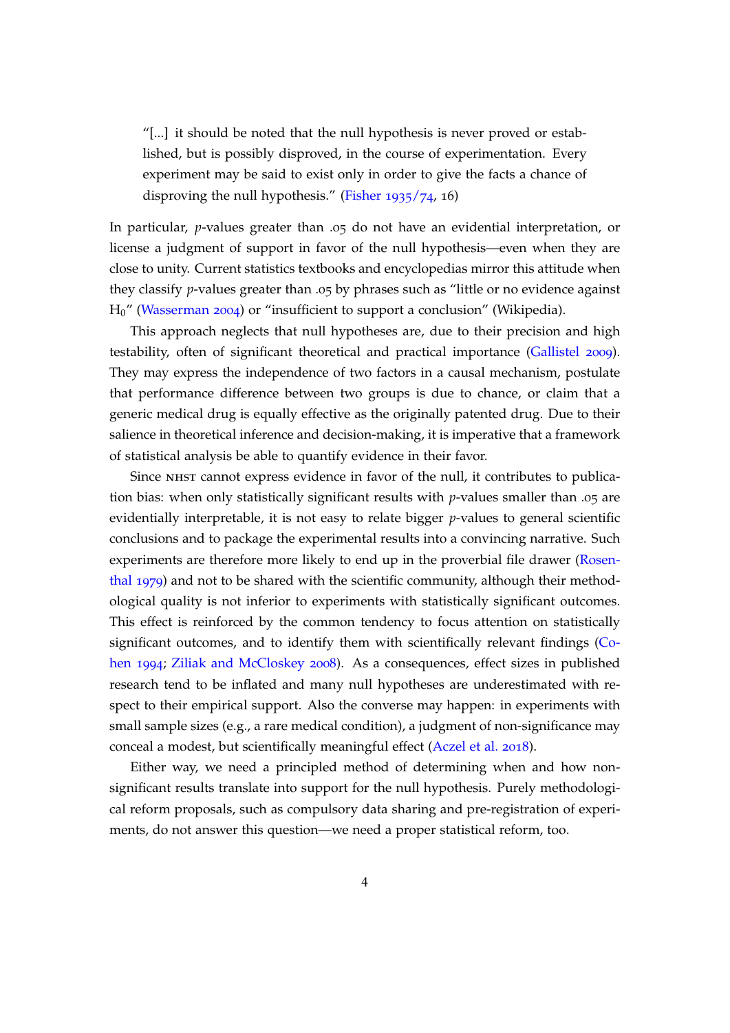> "[...] it should be noted that the null hypothesis is never proved or established, but is possibly disproved, in the course of experimentation. Every experiment may be said to exist only in order to give the facts a chance of disproving the null hypothesis." (Fisher 1935/74, 16)

In particular, *p*-values greater than .05 do not have an evidential interpretation, or license a judgment of support in favor of the null hypothesis—even when they are close to unity. Current statistics textbooks and encyclopedias mirror this attitude when they classify *p*-values greater than .05 by phrases such as "little or no evidence against $H_0$" (Wasserman 2004) or "insufficient to support a conclusion" (Wikipedia).

This approach neglects that null hypotheses are, due to their precision and high testability, often of significant theoretical and practical importance (Gallistel 2009). They may express the independence of two factors in a causal mechanism, postulate that performance difference between two groups is due to chance, or claim that a generic medical drug is equally effective as the originally patented drug. Due to their salience in theoretical inference and decision-making, it is imperative that a framework of statistical analysis be able to quantify evidence in their favor.

Since NHST cannot express evidence in favor of the null, it contributes to publication bias: when only statistically significant results with *p*-values smaller than .05 are evidentially interpretable, it is not easy to relate bigger *p*-values to general scientific conclusions and to package the experimental results into a convincing narrative. Such experiments are therefore more likely to end up in the proverbial file drawer (Rosenthal 1979) and not to be shared with the scientific community, although their methodological quality is not inferior to experiments with statistically significant outcomes. This effect is reinforced by the common tendency to focus attention on statistically significant outcomes, and to identify them with scientifically relevant findings (Cohen 1994; Ziliak and McCloskey 2008). As a consequences, effect sizes in published research tend to be inflated and many null hypotheses are underestimated with respect to their empirical support. Also the converse may happen: in experiments with small sample sizes (e.g., a rare medical condition), a judgment of non-significance may conceal a modest, but scientifically meaningful effect (Aczel et al. 2018).

Either way, we need a principled method of determining when and how non-significant results translate into support for the null hypothesis. Purely methodological reform proposals, such as compulsory data sharing and pre-registration of experiments, do not answer this question—we need a proper statistical reform, too.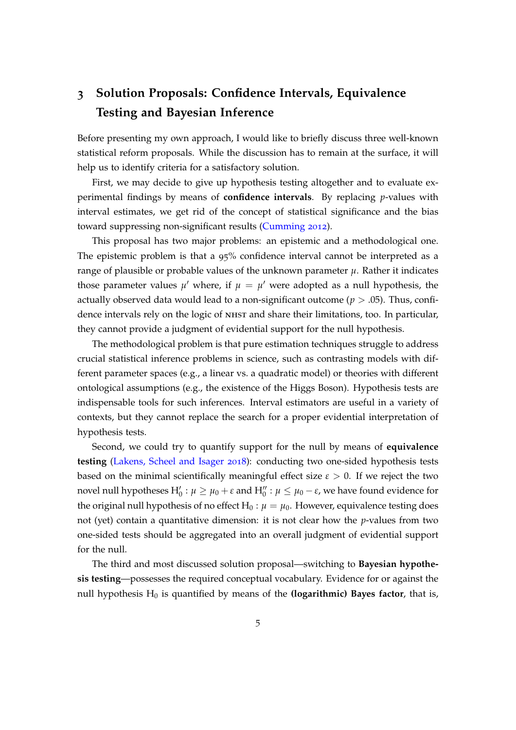## 3 Solution Proposals: Confidence Intervals, Equivalence Testing and Bayesian Inference

Before presenting my own approach, I would like to briefly discuss three well-known statistical reform proposals. While the discussion has to remain at the surface, it will help us to identify criteria for a satisfactory solution.

First, we may decide to give up hypothesis testing altogether and to evaluate experimental findings by means of **confidence intervals**. By replacing *p*-values with interval estimates, we get rid of the concept of statistical significance and the bias toward suppressing non-significant results (Cumming 2012).

This proposal has two major problems: an epistemic and a methodological one. The epistemic problem is that a 95% confidence interval cannot be interpreted as a range of plausible or probable values of the unknown parameter $\mu$. Rather it indicates those parameter values $\mu'$ where, if $\mu = \mu'$ were adopted as a null hypothesis, the actually observed data would lead to a non-significant outcome ($p > .05$). Thus, confidence intervals rely on the logic of NHST and share their limitations, too. In particular, they cannot provide a judgment of evidential support for the null hypothesis.

The methodological problem is that pure estimation techniques struggle to address crucial statistical inference problems in science, such as contrasting models with different parameter spaces (e.g., a linear vs. a quadratic model) or theories with different ontological assumptions (e.g., the existence of the Higgs Boson). Hypothesis tests are indispensable tools for such inferences. Interval estimators are useful in a variety of contexts, but they cannot replace the search for a proper evidential interpretation of hypothesis tests.

Second, we could try to quantify support for the null by means of **equivalence testing** (Lakens, Scheel and Isager 2018): conducting two one-sided hypothesis tests based on the minimal scientifically meaningful effect size $\varepsilon > 0$. If we reject the two novel null hypotheses $\mathrm{H}_0' : \mu \geq \mu_0 + \varepsilon$ and $\mathrm{H}_0'' : \mu \leq \mu_0 - \varepsilon$, we have found evidence for the original null hypothesis of no effect $\mathrm{H}_0 : \mu = \mu_0$. However, equivalence testing does not (yet) contain a quantitative dimension: it is not clear how the *p*-values from two one-sided tests should be aggregated into an overall judgment of evidential support for the null.

The third and most discussed solution proposal—switching to **Bayesian hypothesis testing**—possesses the required conceptual vocabulary. Evidence for or against the null hypothesis $\mathrm{H}_0$ is quantified by means of the **(logarithmic) Bayes factor**, that is,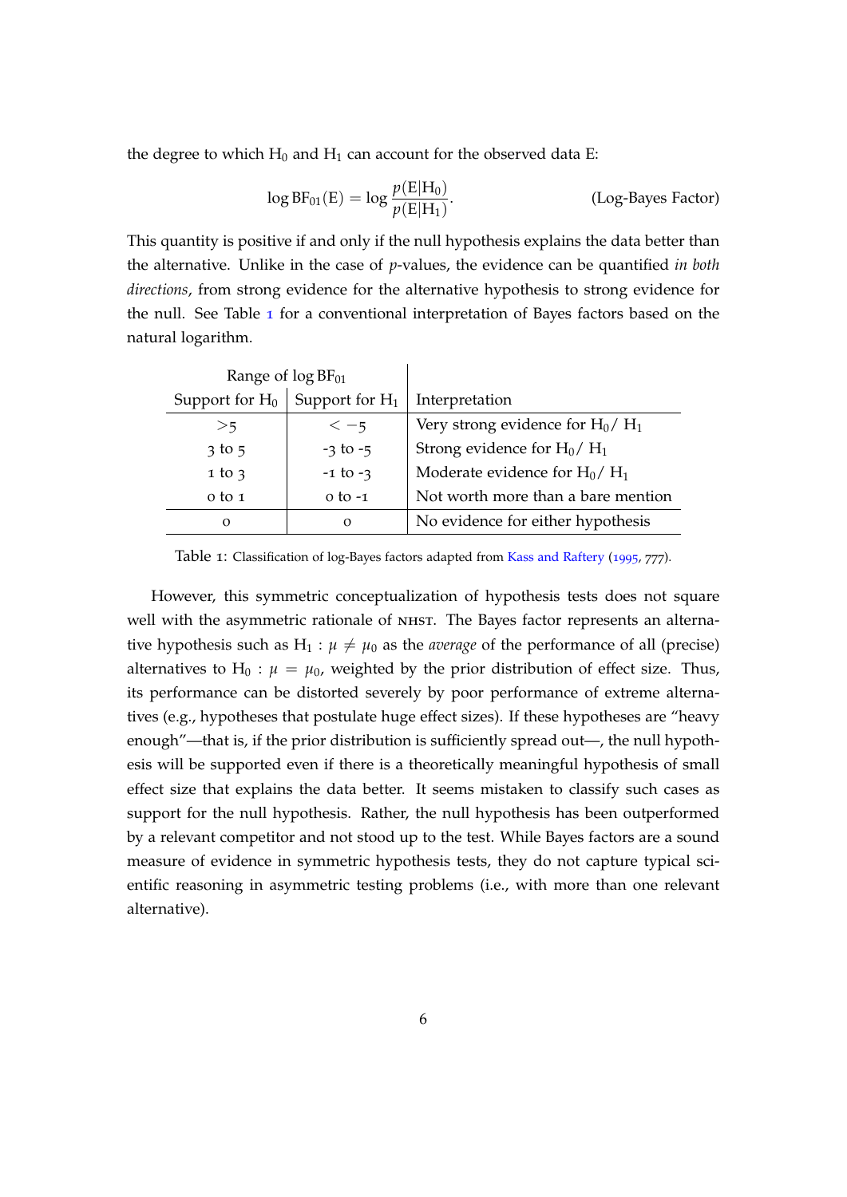the degree to which $H_0$ and $H_1$ can account for the observed data E:

$$\log \mathrm{BF}_{01}(\mathrm{E}) = \log \frac{p(\mathrm{E}|\mathrm{H}_0)}{p(\mathrm{E}|\mathrm{H}_1)}. \qquad \text{(Log-Bayes Factor)}$$

This quantity is positive if and only if the null hypothesis explains the data better than the alternative. Unlike in the case of $p$-values, the evidence can be quantified *in both directions*, from strong evidence for the alternative hypothesis to strong evidence for the null. See Table 1 for a conventional interpretation of Bayes factors based on the natural logarithm.

| Range of $\log \mathrm{BF}_{01}$ | | |
|---|---|---|
| Support for $H_0$ | Support for $H_1$ | Interpretation |
| $>5$ | $<-5$ | Very strong evidence for $H_0$/ $H_1$ |
| 3 to 5 | -3 to -5 | Strong evidence for $H_0$/ $H_1$ |
| 1 to 3 | -1 to -3 | Moderate evidence for $H_0$/ $H_1$ |
| 0 to 1 | 0 to -1 | Not worth more than a bare mention |
| 0 | 0 | No evidence for either hypothesis |

Table 1: Classification of log-Bayes factors adapted from Kass and Raftery (1995, 777).

However, this symmetric conceptualization of hypothesis tests does not square well with the asymmetric rationale of NHST. The Bayes factor represents an alternative hypothesis such as $H_1 : \mu \neq \mu_0$ as the *average* of the performance of all (precise) alternatives to $H_0 : \mu = \mu_0$, weighted by the prior distribution of effect size. Thus, its performance can be distorted severely by poor performance of extreme alternatives (e.g., hypotheses that postulate huge effect sizes). If these hypotheses are "heavy enough"—that is, if the prior distribution is sufficiently spread out—, the null hypothesis will be supported even if there is a theoretically meaningful hypothesis of small effect size that explains the data better. It seems mistaken to classify such cases as support for the null hypothesis. Rather, the null hypothesis has been outperformed by a relevant competitor and not stood up to the test. While Bayes factors are a sound measure of evidence in symmetric hypothesis tests, they do not capture typical scientific reasoning in asymmetric testing problems (i.e., with more than one relevant alternative).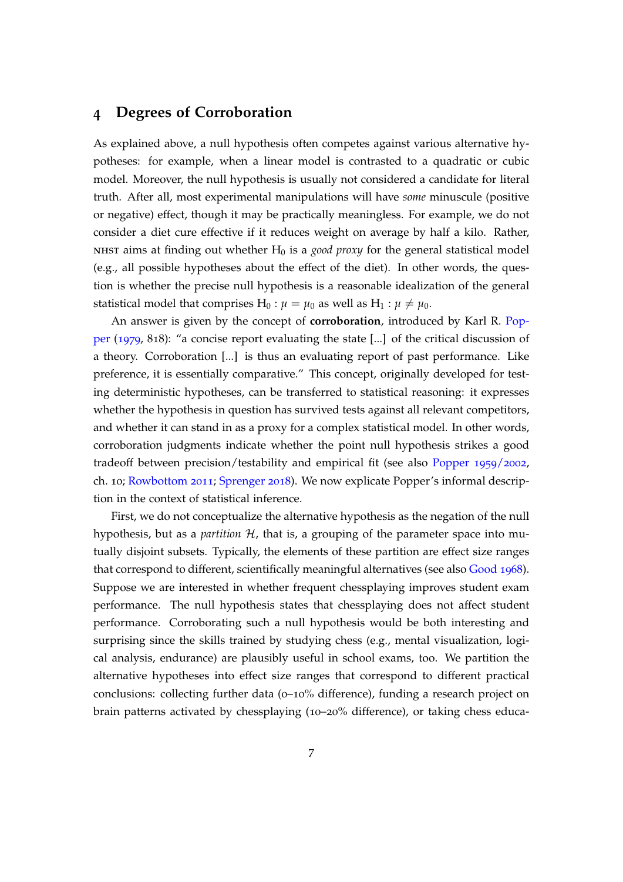## 4 Degrees of Corroboration

As explained above, a null hypothesis often competes against various alternative hypotheses: for example, when a linear model is contrasted to a quadratic or cubic model. Moreover, the null hypothesis is usually not considered a candidate for literal truth. After all, most experimental manipulations will have *some* minuscule (positive or negative) effect, though it may be practically meaningless. For example, we do not consider a diet cure effective if it reduces weight on average by half a kilo. Rather, NHST aims at finding out whether $H_0$ is a *good proxy* for the general statistical model (e.g., all possible hypotheses about the effect of the diet). In other words, the question is whether the precise null hypothesis is a reasonable idealization of the general statistical model that comprises $H_0 : \mu = \mu_0$ as well as $H_1 : \mu \neq \mu_0$.

An answer is given by the concept of **corroboration**, introduced by Karl R. Popper (1979, 818): "a concise report evaluating the state [...] of the critical discussion of a theory. Corroboration [...] is thus an evaluating report of past performance. Like preference, it is essentially comparative." This concept, originally developed for testing deterministic hypotheses, can be transferred to statistical reasoning: it expresses whether the hypothesis in question has survived tests against all relevant competitors, and whether it can stand in as a proxy for a complex statistical model. In other words, corroboration judgments indicate whether the point null hypothesis strikes a good tradeoff between precision/testability and empirical fit (see also Popper 1959/2002, ch. 10; Rowbottom 2011; Sprenger 2018). We now explicate Popper's informal description in the context of statistical inference.

First, we do not conceptualize the alternative hypothesis as the negation of the null hypothesis, but as a *partition* $\mathcal{H}$, that is, a grouping of the parameter space into mutually disjoint subsets. Typically, the elements of these partition are effect size ranges that correspond to different, scientifically meaningful alternatives (see also Good 1968). Suppose we are interested in whether frequent chessplaying improves student exam performance. The null hypothesis states that chessplaying does not affect student performance. Corroborating such a null hypothesis would be both interesting and surprising since the skills trained by studying chess (e.g., mental visualization, logical analysis, endurance) are plausibly useful in school exams, too. We partition the alternative hypotheses into effect size ranges that correspond to different practical conclusions: collecting further data (0–10% difference), funding a research project on brain patterns activated by chessplaying (10–20% difference), or taking chess educa-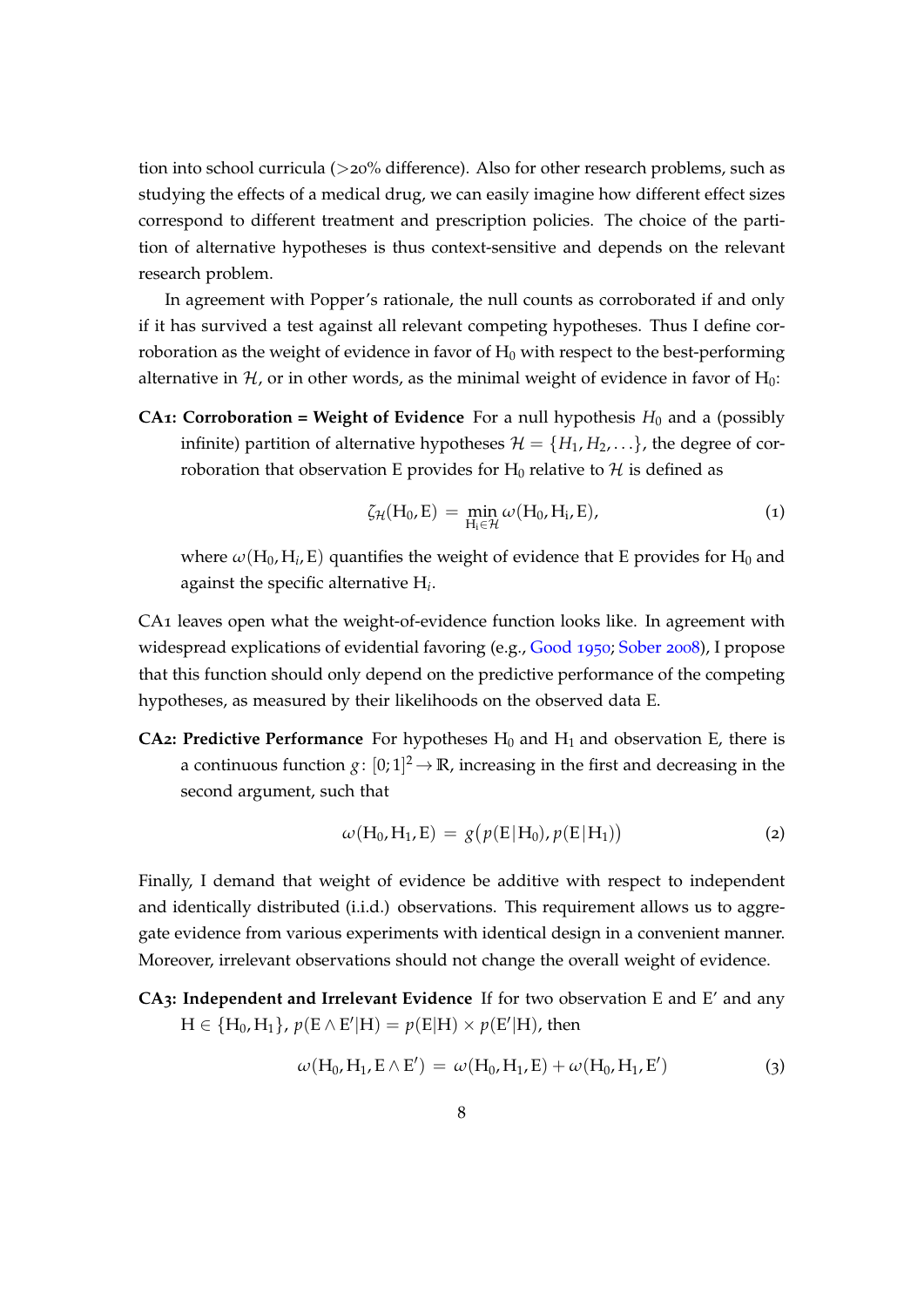tion into school curricula (>20% difference). Also for other research problems, such as studying the effects of a medical drug, we can easily imagine how different effect sizes correspond to different treatment and prescription policies. The choice of the partition of alternative hypotheses is thus context-sensitive and depends on the relevant research problem.

In agreement with Popper's rationale, the null counts as corroborated if and only if it has survived a test against all relevant competing hypotheses. Thus I define corroboration as the weight of evidence in favor of $H_0$ with respect to the best-performing alternative in $\mathcal{H}$, or in other words, as the minimal weight of evidence in favor of $H_0$:

**CA1: Corroboration = Weight of Evidence** For a null hypothesis $H_0$ and a (possibly infinite) partition of alternative hypotheses $\mathcal{H} = \{H_1, H_2, \ldots\}$, the degree of corroboration that observation E provides for $H_0$ relative to $\mathcal{H}$ is defined as

$$\zeta_{\mathcal{H}}(H_0, E) = \min_{H_i \in \mathcal{H}} \omega(H_0, H_i, E), \tag{1}$$

where $\omega(H_0, H_i, E)$ quantifies the weight of evidence that E provides for $H_0$ and against the specific alternative $H_i$.

CA1 leaves open what the weight-of-evidence function looks like. In agreement with widespread explications of evidential favoring (e.g., Good 1950; Sober 2008), I propose that this function should only depend on the predictive performance of the competing hypotheses, as measured by their likelihoods on the observed data E.

**CA2: Predictive Performance** For hypotheses $H_0$ and $H_1$ and observation E, there is a continuous function $g\colon [0;1]^2 \to \mathbb{R}$, increasing in the first and decreasing in the second argument, such that

$$\omega(H_0, H_1, E) = g\big(p(E|H_0), p(E|H_1)\big) \tag{2}$$

Finally, I demand that weight of evidence be additive with respect to independent and identically distributed (i.i.d.) observations. This requirement allows us to aggregate evidence from various experiments with identical design in a convenient manner. Moreover, irrelevant observations should not change the overall weight of evidence.

**CA3: Independent and Irrelevant Evidence** If for two observation E and E′ and any $H \in \{H_0, H_1\}$, $p(E \wedge E'|H) = p(E|H) \times p(E'|H)$, then

$$\omega(H_0, H_1, E \wedge E') = \omega(H_0, H_1, E) + \omega(H_0, H_1, E') \tag{3}$$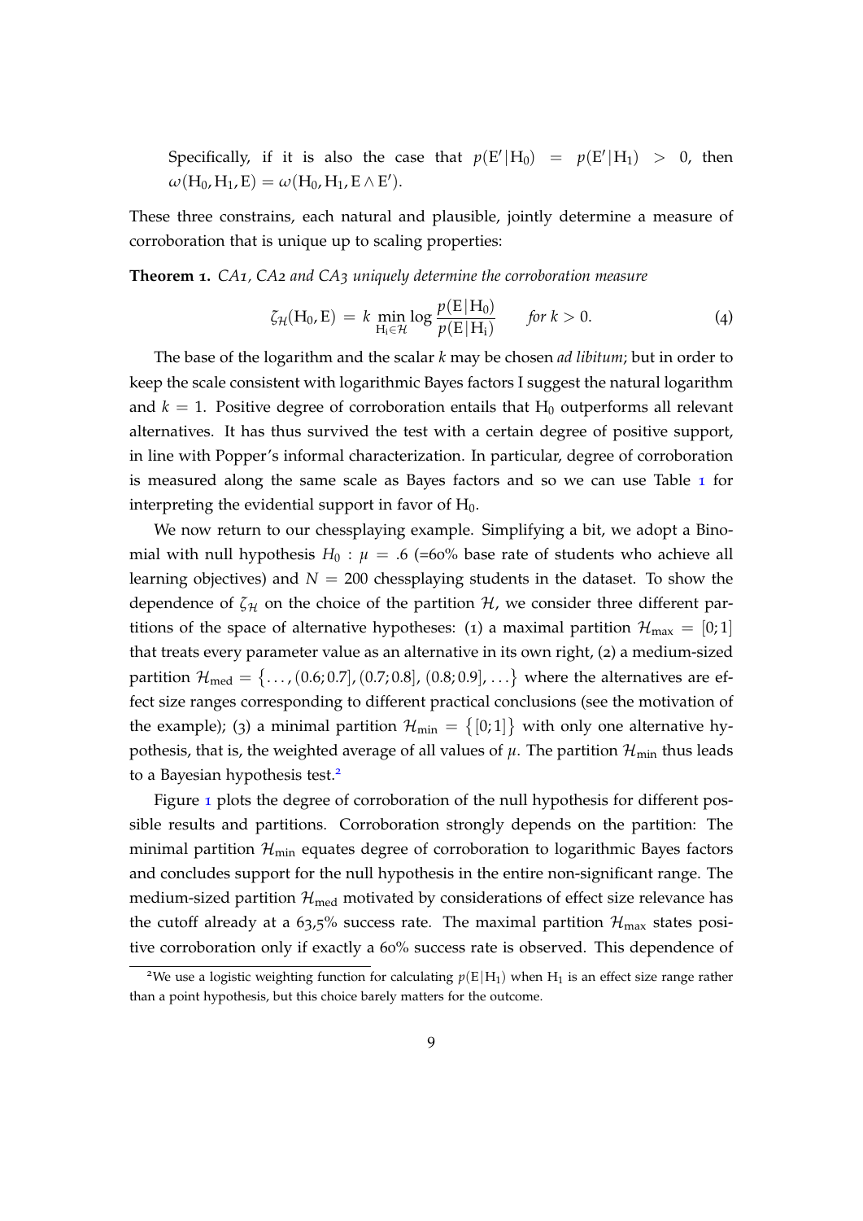Specifically, if it is also the case that $p(E'|H_0) = p(E'|H_1) > 0$, then $\omega(H_0, H_1, E) = \omega(H_0, H_1, E \wedge E')$.

These three constrains, each natural and plausible, jointly determine a measure of corroboration that is unique up to scaling properties:

**Theorem 1.** *CA1, CA2 and CA3 uniquely determine the corroboration measure*

$$\zeta_{\mathcal{H}}(H_0, E) = k \min_{H_i \in \mathcal{H}} \log \frac{p(E|H_0)}{p(E|H_i)} \qquad \textit{for } k > 0. \tag{4}$$

The base of the logarithm and the scalar $k$ may be chosen *ad libitum*; but in order to keep the scale consistent with logarithmic Bayes factors I suggest the natural logarithm and $k = 1$. Positive degree of corroboration entails that $H_0$ outperforms all relevant alternatives. It has thus survived the test with a certain degree of positive support, in line with Popper's informal characterization. In particular, degree of corroboration is measured along the same scale as Bayes factors and so we can use Table 1 for interpreting the evidential support in favor of $H_0$.

We now return to our chessplaying example. Simplifying a bit, we adopt a Binomial with null hypothesis $H_0 : \mu = .6$ (=60% base rate of students who achieve all learning objectives) and $N = 200$ chessplaying students in the dataset. To show the dependence of $\zeta_{\mathcal{H}}$ on the choice of the partition $\mathcal{H}$, we consider three different partitions of the space of alternative hypotheses: (1) a maximal partition $\mathcal{H}_{\max} = [0;1]$ that treats every parameter value as an alternative in its own right, (2) a medium-sized partition $\mathcal{H}_{\text{med}} = \{\ldots, (0.6;0.7], (0.7;0.8], (0.8;0.9], \ldots\}$ where the alternatives are effect size ranges corresponding to different practical conclusions (see the motivation of the example); (3) a minimal partition $\mathcal{H}_{\min} = \{[0;1]\}$ with only one alternative hypothesis, that is, the weighted average of all values of $\mu$. The partition $\mathcal{H}_{\min}$ thus leads to a Bayesian hypothesis test.[2]

Figure 1 plots the degree of corroboration of the null hypothesis for different possible results and partitions. Corroboration strongly depends on the partition: The minimal partition $\mathcal{H}_{\min}$ equates degree of corroboration to logarithmic Bayes factors and concludes support for the null hypothesis in the entire non-significant range. The medium-sized partition $\mathcal{H}_{\text{med}}$ motivated by considerations of effect size relevance has the cutoff already at a 63,5% success rate. The maximal partition $\mathcal{H}_{\max}$ states positive corroboration only if exactly a 60% success rate is observed. This dependence of

[2]We use a logistic weighting function for calculating $p(E|H_1)$ when $H_1$ is an effect size range rather than a point hypothesis, but this choice barely matters for the outcome.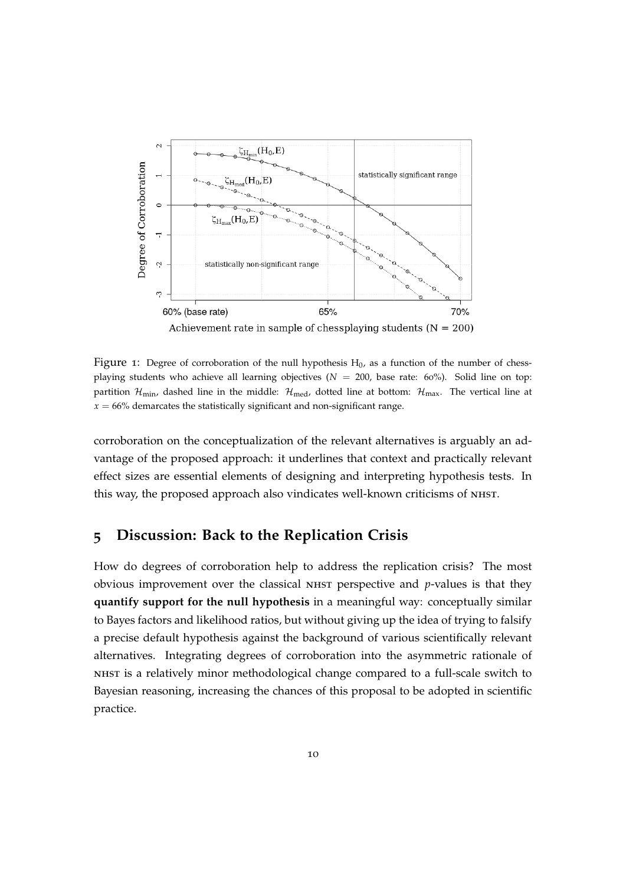Figure 1: Degree of corroboration of the null hypothesis $H_0$, as a function of the number of chess-playing students who achieve all learning objectives ($N = 200$, base rate: 60%). Solid line on top: partition $\mathcal{H}_{\text{min}}$, dashed line in the middle: $\mathcal{H}_{\text{med}}$, dotted line at bottom: $\mathcal{H}_{\text{max}}$. The vertical line at $x = 66\%$ demarcates the statistically significant and non-significant range.

corroboration on the conceptualization of the relevant alternatives is arguably an advantage of the proposed approach: it underlines that context and practically relevant effect sizes are essential elements of designing and interpreting hypothesis tests. In this way, the proposed approach also vindicates well-known criticisms of NHST.

## 5 Discussion: Back to the Replication Crisis

How do degrees of corroboration help to address the replication crisis? The most obvious improvement over the classical NHST perspective and $p$-values is that they **quantify support for the null hypothesis** in a meaningful way: conceptually similar to Bayes factors and likelihood ratios, but without giving up the idea of trying to falsify a precise default hypothesis against the background of various scientifically relevant alternatives. Integrating degrees of corroboration into the asymmetric rationale of NHST is a relatively minor methodological change compared to a full-scale switch to Bayesian reasoning, increasing the chances of this proposal to be adopted in scientific practice.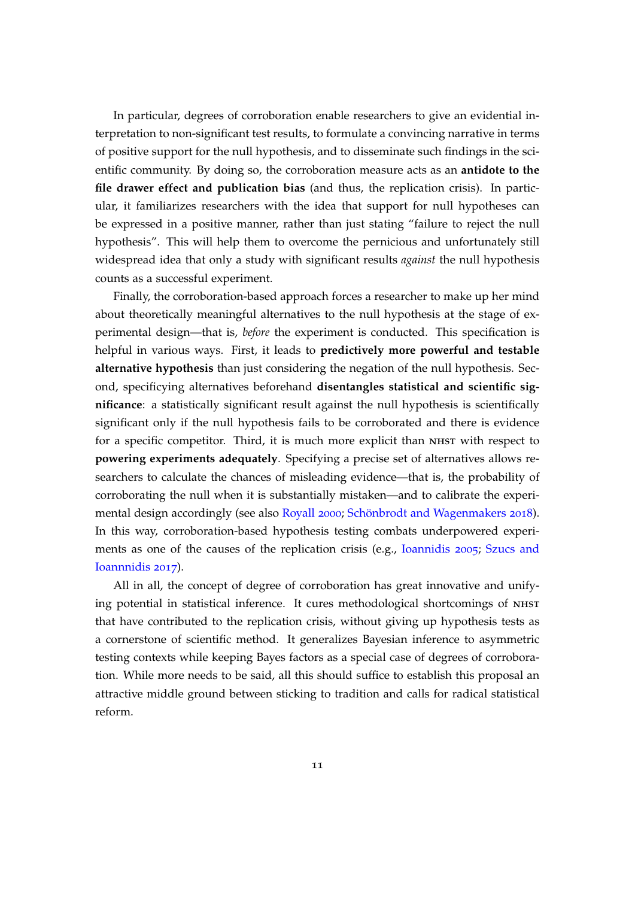In particular, degrees of corroboration enable researchers to give an evidential interpretation to non-significant test results, to formulate a convincing narrative in terms of positive support for the null hypothesis, and to disseminate such findings in the scientific community. By doing so, the corroboration measure acts as an **antidote to the file drawer effect and publication bias** (and thus, the replication crisis). In particular, it familiarizes researchers with the idea that support for null hypotheses can be expressed in a positive manner, rather than just stating "failure to reject the null hypothesis". This will help them to overcome the pernicious and unfortunately still widespread idea that only a study with significant results *against* the null hypothesis counts as a successful experiment.

Finally, the corroboration-based approach forces a researcher to make up her mind about theoretically meaningful alternatives to the null hypothesis at the stage of experimental design—that is, *before* the experiment is conducted. This specification is helpful in various ways. First, it leads to **predictively more powerful and testable alternative hypothesis** than just considering the negation of the null hypothesis. Second, specificying alternatives beforehand **disentangles statistical and scientific significance**: a statistically significant result against the null hypothesis is scientifically significant only if the null hypothesis fails to be corroborated and there is evidence for a specific competitor. Third, it is much more explicit than NHST with respect to **powering experiments adequately**. Specifying a precise set of alternatives allows researchers to calculate the chances of misleading evidence—that is, the probability of corroborating the null when it is substantially mistaken—and to calibrate the experimental design accordingly (see also Royall 2000; Schönbrodt and Wagenmakers 2018). In this way, corroboration-based hypothesis testing combats underpowered experiments as one of the causes of the replication crisis (e.g., Ioannidis 2005; Szucs and Ioannnidis 2017).

All in all, the concept of degree of corroboration has great innovative and unifying potential in statistical inference. It cures methodological shortcomings of NHST that have contributed to the replication crisis, without giving up hypothesis tests as a cornerstone of scientific method. It generalizes Bayesian inference to asymmetric testing contexts while keeping Bayes factors as a special case of degrees of corroboration. While more needs to be said, all this should suffice to establish this proposal an attractive middle ground between sticking to tradition and calls for radical statistical reform.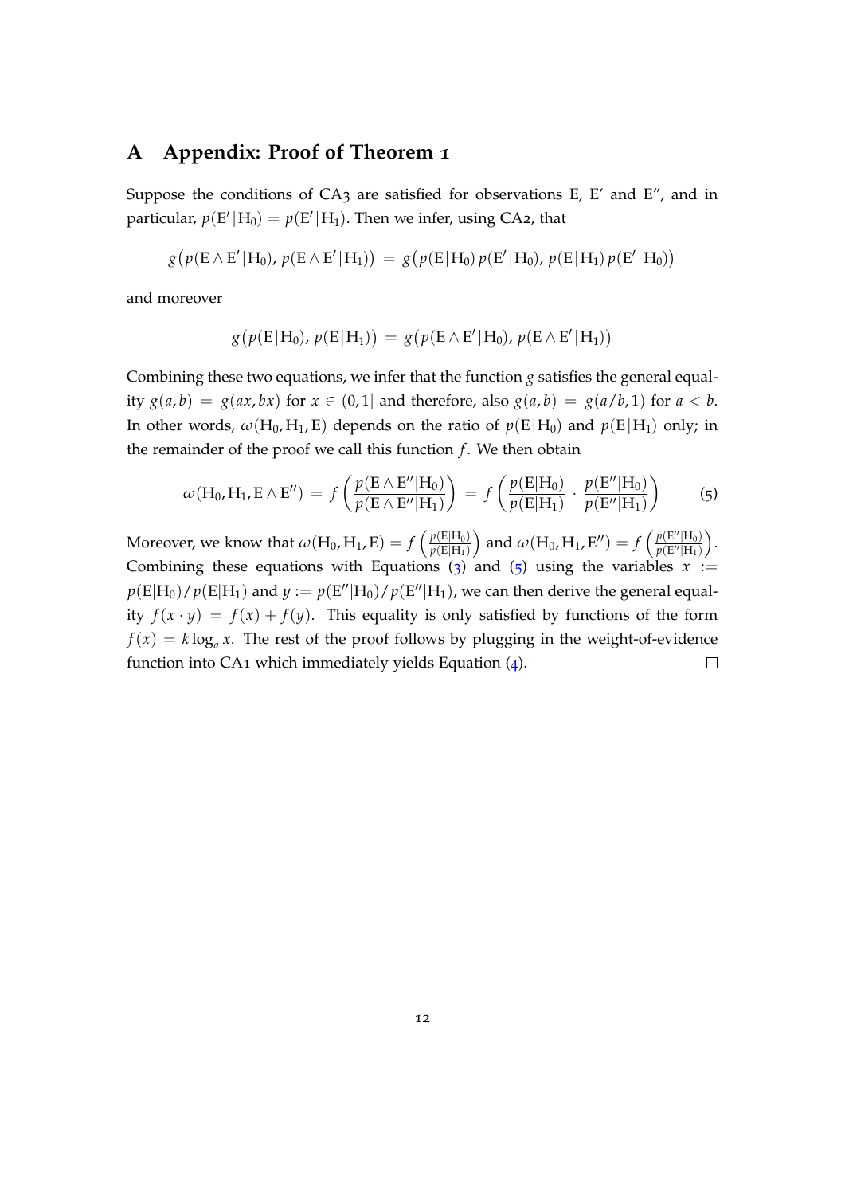## A Appendix: Proof of Theorem 1

Suppose the conditions of CA3 are satisfied for observations E, E′ and E″, and in particular, $p(\mathrm{E}'|\mathrm{H}_0) = p(\mathrm{E}'|\mathrm{H}_1)$. Then we infer, using CA2, that

$$g\big(p(\mathrm{E} \wedge \mathrm{E}'|\mathrm{H}_0),\, p(\mathrm{E} \wedge \mathrm{E}'|\mathrm{H}_1)\big) \;=\; g\big(p(\mathrm{E}|\mathrm{H}_0)\, p(\mathrm{E}'|\mathrm{H}_0),\, p(\mathrm{E}|\mathrm{H}_1)\, p(\mathrm{E}'|\mathrm{H}_0)\big)$$

and moreover

$$g\big(p(\mathrm{E}|\mathrm{H}_0),\, p(\mathrm{E}|\mathrm{H}_1)\big) \;=\; g\big(p(\mathrm{E} \wedge \mathrm{E}'|\mathrm{H}_0),\, p(\mathrm{E} \wedge \mathrm{E}'|\mathrm{H}_1)\big)$$

Combining these two equations, we infer that the function $g$ satisfies the general equality $g(a, b) = g(ax, bx)$ for $x \in (0, 1]$ and therefore, also $g(a, b) = g(a/b, 1)$ for $a < b$. In other words, $\omega(\mathrm{H}_0, \mathrm{H}_1, \mathrm{E})$ depends on the ratio of $p(\mathrm{E}|\mathrm{H}_0)$ and $p(\mathrm{E}|\mathrm{H}_1)$ only; in the remainder of the proof we call this function $f$. We then obtain

$$\omega(\mathrm{H}_0, \mathrm{H}_1, \mathrm{E} \wedge \mathrm{E}'') \;=\; f\left(\frac{p(\mathrm{E} \wedge \mathrm{E}''|\mathrm{H}_0)}{p(\mathrm{E} \wedge \mathrm{E}''|\mathrm{H}_1)}\right) \;=\; f\left(\frac{p(\mathrm{E}|\mathrm{H}_0)}{p(\mathrm{E}|\mathrm{H}_1)} \cdot \frac{p(\mathrm{E}''|\mathrm{H}_0)}{p(\mathrm{E}''|\mathrm{H}_1)}\right) \tag{5}$$

Moreover, we know that $\omega(\mathrm{H}_0, \mathrm{H}_1, \mathrm{E}) = f\left(\frac{p(\mathrm{E}|\mathrm{H}_0)}{p(\mathrm{E}|\mathrm{H}_1)}\right)$ and $\omega(\mathrm{H}_0, \mathrm{H}_1, \mathrm{E}'') = f\left(\frac{p(\mathrm{E}''|\mathrm{H}_0)}{p(\mathrm{E}''|\mathrm{H}_1)}\right)$. Combining these equations with Equations (3) and (5) using the variables $x := p(\mathrm{E}|\mathrm{H}_0)/p(\mathrm{E}|\mathrm{H}_1)$ and $y := p(\mathrm{E}''|\mathrm{H}_0)/p(\mathrm{E}''|\mathrm{H}_1)$, we can then derive the general equality $f(x \cdot y) = f(x) + f(y)$. This equality is only satisfied by functions of the form $f(x) = k \log_a x$. The rest of the proof follows by plugging in the weight-of-evidence function into CA1 which immediately yields Equation (4). □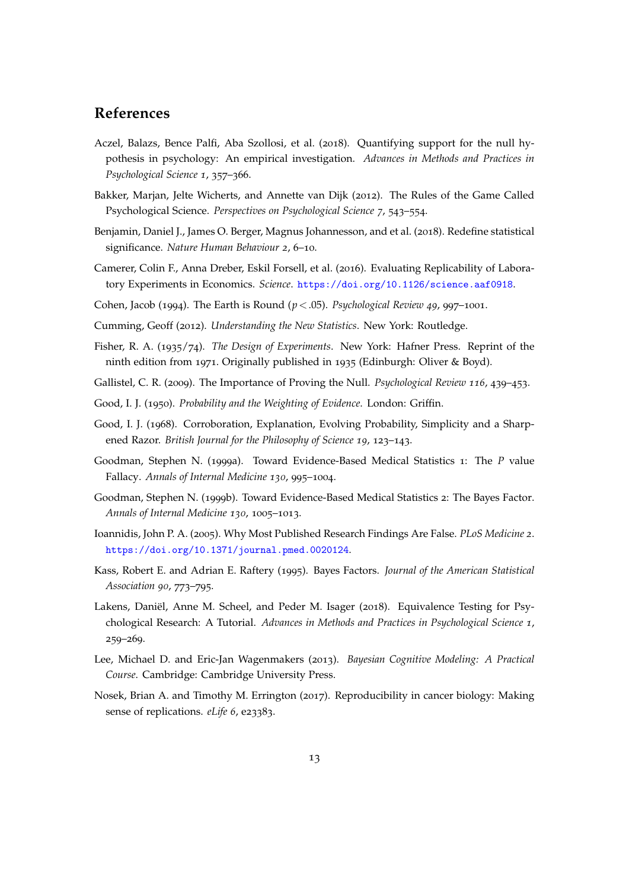## References

Aczel, Balazs, Bence Palfi, Aba Szollosi, et al. (2018). Quantifying support for the null hypothesis in psychology: An empirical investigation. *Advances in Methods and Practices in Psychological Science 1*, 357–366.

Bakker, Marjan, Jelte Wicherts, and Annette van Dijk (2012). The Rules of the Game Called Psychological Science. *Perspectives on Psychological Science 7*, 543–554.

Benjamin, Daniel J., James O. Berger, Magnus Johannesson, and et al. (2018). Redefine statistical significance. *Nature Human Behaviour 2*, 6–10.

Camerer, Colin F., Anna Dreber, Eskil Forsell, et al. (2016). Evaluating Replicability of Laboratory Experiments in Economics. *Science*. https://doi.org/10.1126/science.aaf0918.

Cohen, Jacob (1994). The Earth is Round ($p < .05$). *Psychological Review 49*, 997–1001.

Cumming, Geoff (2012). *Understanding the New Statistics*. New York: Routledge.

Fisher, R. A. (1935/74). *The Design of Experiments*. New York: Hafner Press. Reprint of the ninth edition from 1971. Originally published in 1935 (Edinburgh: Oliver & Boyd).

Gallistel, C. R. (2009). The Importance of Proving the Null. *Psychological Review 116*, 439–453.

Good, I. J. (1950). *Probability and the Weighting of Evidence*. London: Griffin.

Good, I. J. (1968). Corroboration, Explanation, Evolving Probability, Simplicity and a Sharpened Razor. *British Journal for the Philosophy of Science 19*, 123–143.

Goodman, Stephen N. (1999a). Toward Evidence-Based Medical Statistics 1: The *P* value Fallacy. *Annals of Internal Medicine 130*, 995–1004.

Goodman, Stephen N. (1999b). Toward Evidence-Based Medical Statistics 2: The Bayes Factor. *Annals of Internal Medicine 130*, 1005–1013.

Ioannidis, John P. A. (2005). Why Most Published Research Findings Are False. *PLoS Medicine 2*. https://doi.org/10.1371/journal.pmed.0020124.

Kass, Robert E. and Adrian E. Raftery (1995). Bayes Factors. *Journal of the American Statistical Association 90*, 773–795.

Lakens, Daniël, Anne M. Scheel, and Peder M. Isager (2018). Equivalence Testing for Psychological Research: A Tutorial. *Advances in Methods and Practices in Psychological Science 1*, 259–269.

Lee, Michael D. and Eric-Jan Wagenmakers (2013). *Bayesian Cognitive Modeling: A Practical Course*. Cambridge: Cambridge University Press.

Nosek, Brian A. and Timothy M. Errington (2017). Reproducibility in cancer biology: Making sense of replications. *eLife 6*, e23383.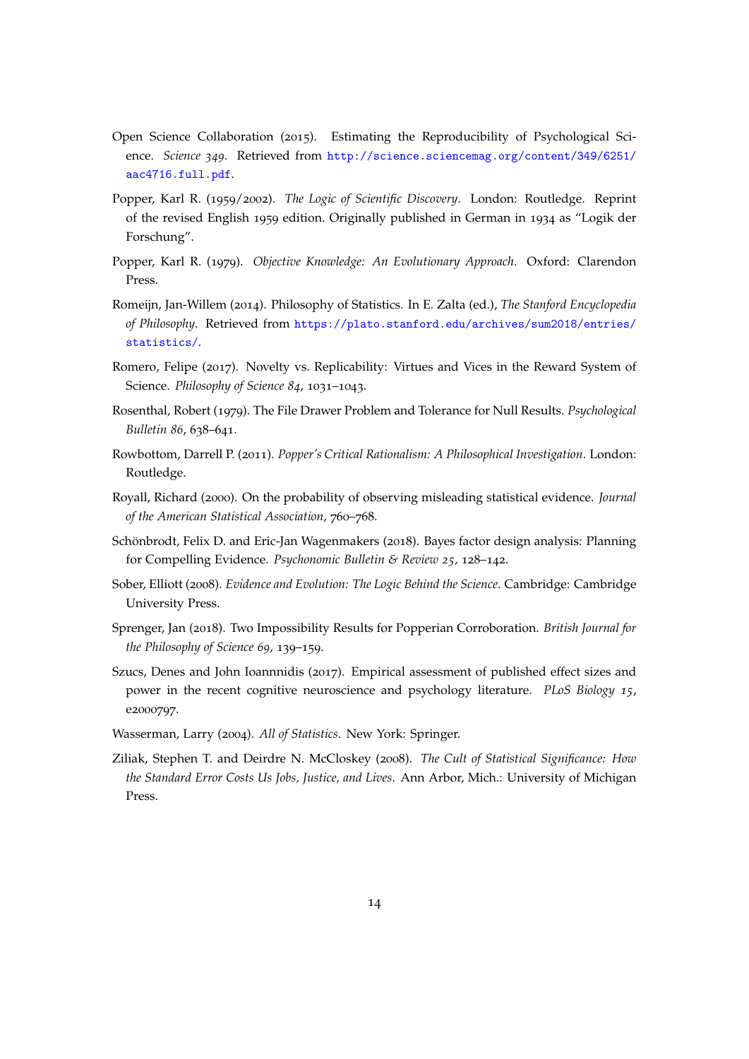Open Science Collaboration (2015). Estimating the Reproducibility of Psychological Science. *Science 349*. Retrieved from http://science.sciencemag.org/content/349/6251/aac4716.full.pdf.

Popper, Karl R. (1959/2002). *The Logic of Scientific Discovery*. London: Routledge. Reprint of the revised English 1959 edition. Originally published in German in 1934 as "Logik der Forschung".

Popper, Karl R. (1979). *Objective Knowledge: An Evolutionary Approach*. Oxford: Clarendon Press.

Romeijn, Jan-Willem (2014). Philosophy of Statistics. In E. Zalta (ed.), *The Stanford Encyclopedia of Philosophy*. Retrieved from https://plato.stanford.edu/archives/sum2018/entries/statistics/.

Romero, Felipe (2017). Novelty vs. Replicability: Virtues and Vices in the Reward System of Science. *Philosophy of Science 84*, 1031–1043.

Rosenthal, Robert (1979). The File Drawer Problem and Tolerance for Null Results. *Psychological Bulletin 86*, 638–641.

Rowbottom, Darrell P. (2011). *Popper's Critical Rationalism: A Philosophical Investigation*. London: Routledge.

Royall, Richard (2000). On the probability of observing misleading statistical evidence. *Journal of the American Statistical Association*, 760–768.

Schönbrodt, Felix D. and Eric-Jan Wagenmakers (2018). Bayes factor design analysis: Planning for Compelling Evidence. *Psychonomic Bulletin & Review 25*, 128–142.

Sober, Elliott (2008). *Evidence and Evolution: The Logic Behind the Science*. Cambridge: Cambridge University Press.

Sprenger, Jan (2018). Two Impossibility Results for Popperian Corroboration. *British Journal for the Philosophy of Science 69*, 139–159.

Szucs, Denes and John Ioannnidis (2017). Empirical assessment of published effect sizes and power in the recent cognitive neuroscience and psychology literature. *PLoS Biology 15*, e2000797.

Wasserman, Larry (2004). *All of Statistics*. New York: Springer.

Ziliak, Stephen T. and Deirdre N. McCloskey (2008). *The Cult of Statistical Significance: How the Standard Error Costs Us Jobs, Justice, and Lives.* Ann Arbor, Mich.: University of Michigan Press.